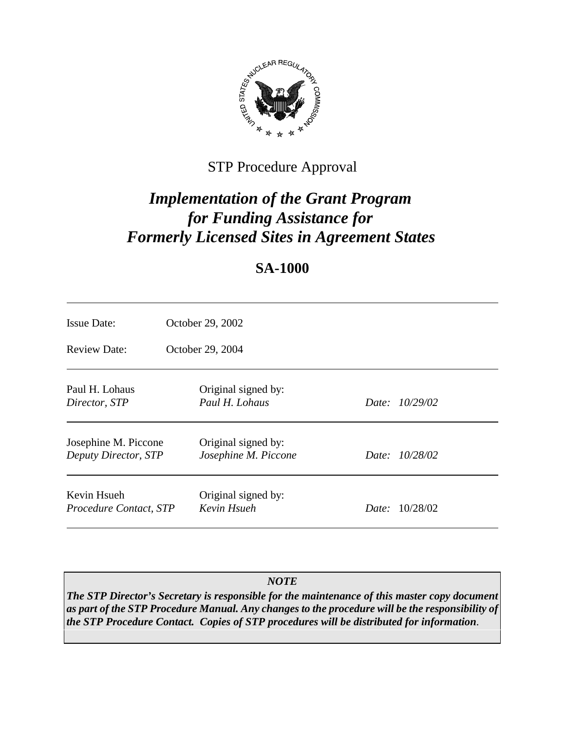STP Procedure Approval

# *Implementation of the Grant Program for Funding Assistance for Formerly Licensed Sites in Agreement States*

## SA-1000

| | |
|---|---|
| Issue Date: | October 29, 2002 |
| Review Date: | October 29, 2004 |

| | | |
|---|---|---|
| Paul H. Lohaus<br>*Director, STP* | Original signed by:<br>*Paul H. Lohaus* | *Date: 10/29/02* |
| Josephine M. Piccone<br>*Deputy Director, STP* | Original signed by:<br>*Josephine M. Piccone* | *Date: 10/28/02* |
| Kevin Hsueh<br>*Procedure Contact, STP* | Original signed by:<br>*Kevin Hsueh* | *Date:* 10/28/02 |

***NOTE***

***The STP Director's Secretary is responsible for the maintenance of this master copy document as part of the STP Procedure Manual. Any changes to the procedure will be the responsibility of the STP Procedure Contact. Copies of STP procedures will be distributed for information*.**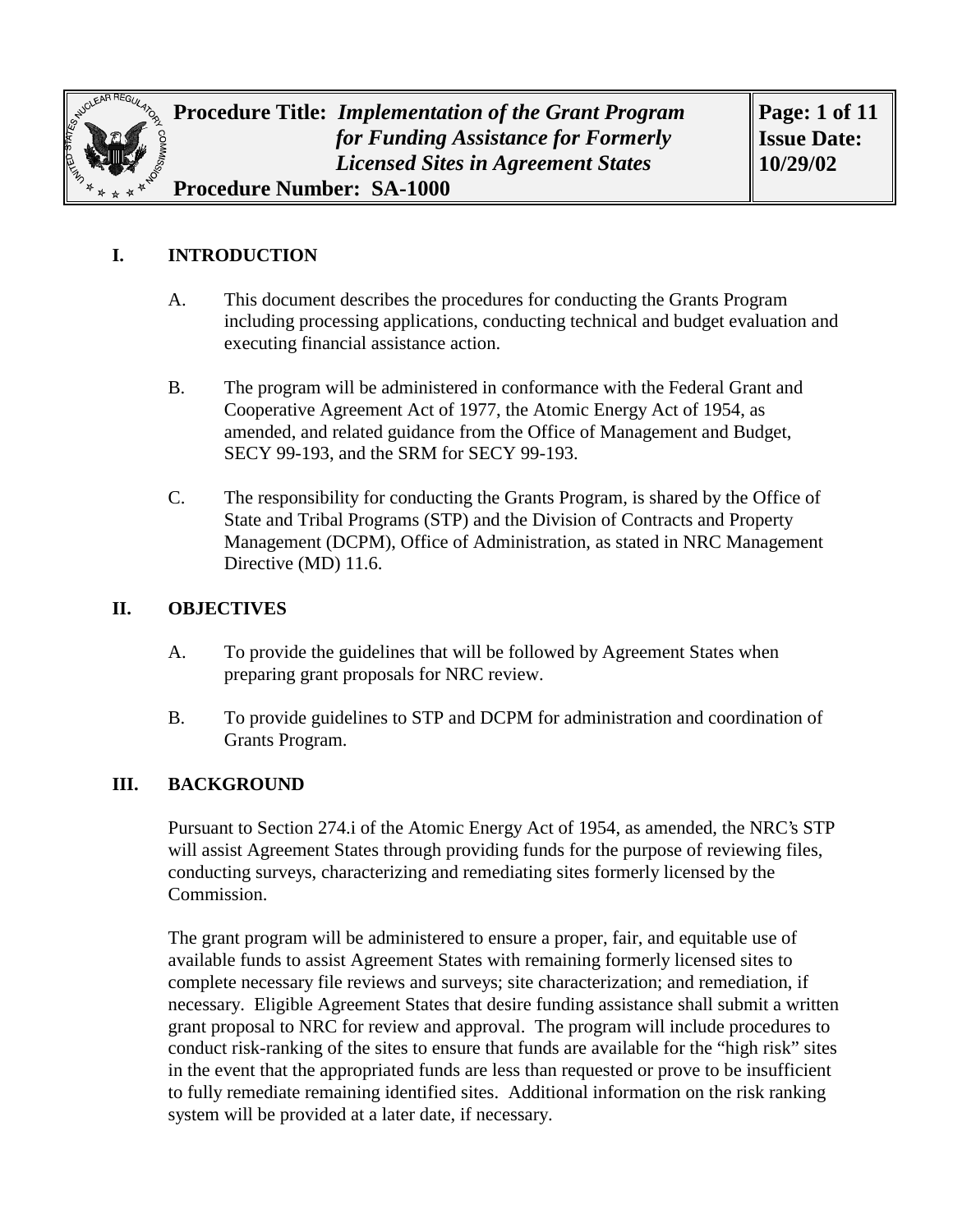**Procedure Title:** ***Implementation of the Grant Program for Funding Assistance for Formerly Licensed Sites in Agreement States***

**Procedure Number: SA-1000**

**Issue Date: 10/29/02**

## I. INTRODUCTION

A. This document describes the procedures for conducting the Grants Program including processing applications, conducting technical and budget evaluation and executing financial assistance action.

B. The program will be administered in conformance with the Federal Grant and Cooperative Agreement Act of 1977, the Atomic Energy Act of 1954, as amended, and related guidance from the Office of Management and Budget, SECY 99-193, and the SRM for SECY 99-193.

C. The responsibility for conducting the Grants Program, is shared by the Office of State and Tribal Programs (STP) and the Division of Contracts and Property Management (DCPM), Office of Administration, as stated in NRC Management Directive (MD) 11.6.

## II. OBJECTIVES

A. To provide the guidelines that will be followed by Agreement States when preparing grant proposals for NRC review.

B. To provide guidelines to STP and DCPM for administration and coordination of Grants Program.

## III. BACKGROUND

Pursuant to Section 274.i of the Atomic Energy Act of 1954, as amended, the NRC's STP will assist Agreement States through providing funds for the purpose of reviewing files, conducting surveys, characterizing and remediating sites formerly licensed by the Commission.

The grant program will be administered to ensure a proper, fair, and equitable use of available funds to assist Agreement States with remaining formerly licensed sites to complete necessary file reviews and surveys; site characterization; and remediation, if necessary. Eligible Agreement States that desire funding assistance shall submit a written grant proposal to NRC for review and approval. The program will include procedures to conduct risk-ranking of the sites to ensure that funds are available for the "high risk" sites in the event that the appropriated funds are less than requested or prove to be insufficient to fully remediate remaining identified sites. Additional information on the risk ranking system will be provided at a later date, if necessary.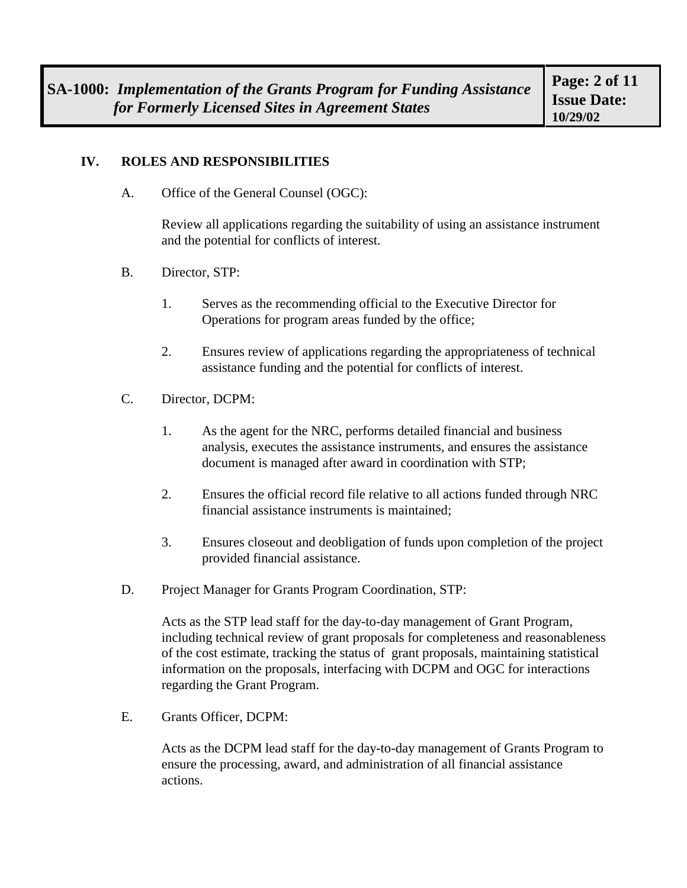## IV. ROLES AND RESPONSIBILITIES

A. Office of the General Counsel (OGC):

Review all applications regarding the suitability of using an assistance instrument and the potential for conflicts of interest.

B. Director, STP:

1. Serves as the recommending official to the Executive Director for Operations for program areas funded by the office;

2. Ensures review of applications regarding the appropriateness of technical assistance funding and the potential for conflicts of interest.

C. Director, DCPM:

1. As the agent for the NRC, performs detailed financial and business analysis, executes the assistance instruments, and ensures the assistance document is managed after award in coordination with STP;

2. Ensures the official record file relative to all actions funded through NRC financial assistance instruments is maintained;

3. Ensures closeout and deobligation of funds upon completion of the project provided financial assistance.

D. Project Manager for Grants Program Coordination, STP:

Acts as the STP lead staff for the day-to-day management of Grant Program, including technical review of grant proposals for completeness and reasonableness of the cost estimate, tracking the status of grant proposals, maintaining statistical information on the proposals, interfacing with DCPM and OGC for interactions regarding the Grant Program.

E. Grants Officer, DCPM:

Acts as the DCPM lead staff for the day-to-day management of Grants Program to ensure the processing, award, and administration of all financial assistance actions.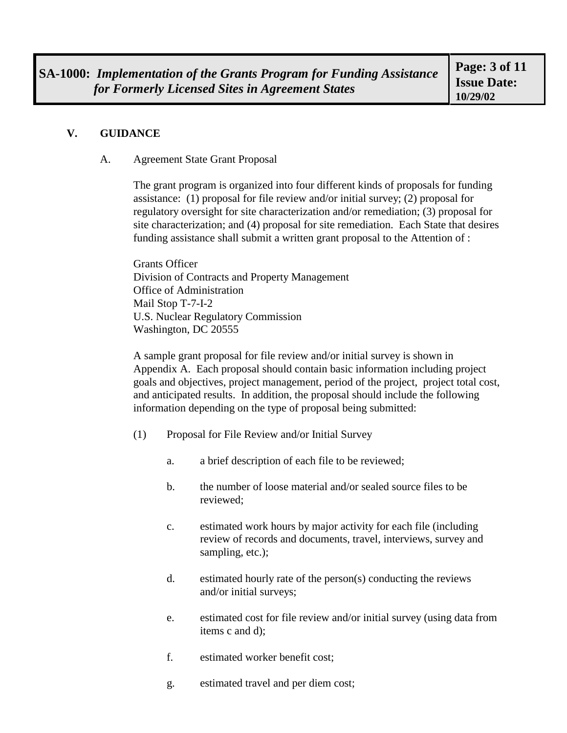## V. GUIDANCE

### A. Agreement State Grant Proposal

The grant program is organized into four different kinds of proposals for funding assistance: (1) proposal for file review and/or initial survey; (2) proposal for regulatory oversight for site characterization and/or remediation; (3) proposal for site characterization; and (4) proposal for site remediation. Each State that desires funding assistance shall submit a written grant proposal to the Attention of :

Grants Officer
Division of Contracts and Property Management
Office of Administration
Mail Stop T-7-I-2
U.S. Nuclear Regulatory Commission
Washington, DC 20555

A sample grant proposal for file review and/or initial survey is shown in Appendix A. Each proposal should contain basic information including project goals and objectives, project management, period of the project, project total cost, and anticipated results. In addition, the proposal should include the following information depending on the type of proposal being submitted:

(1) Proposal for File Review and/or Initial Survey

a. a brief description of each file to be reviewed;

b. the number of loose material and/or sealed source files to be reviewed;

c. estimated work hours by major activity for each file (including review of records and documents, travel, interviews, survey and sampling, etc.);

d. estimated hourly rate of the person(s) conducting the reviews and/or initial surveys;

e. estimated cost for file review and/or initial survey (using data from items c and d);

f. estimated worker benefit cost;

g. estimated travel and per diem cost;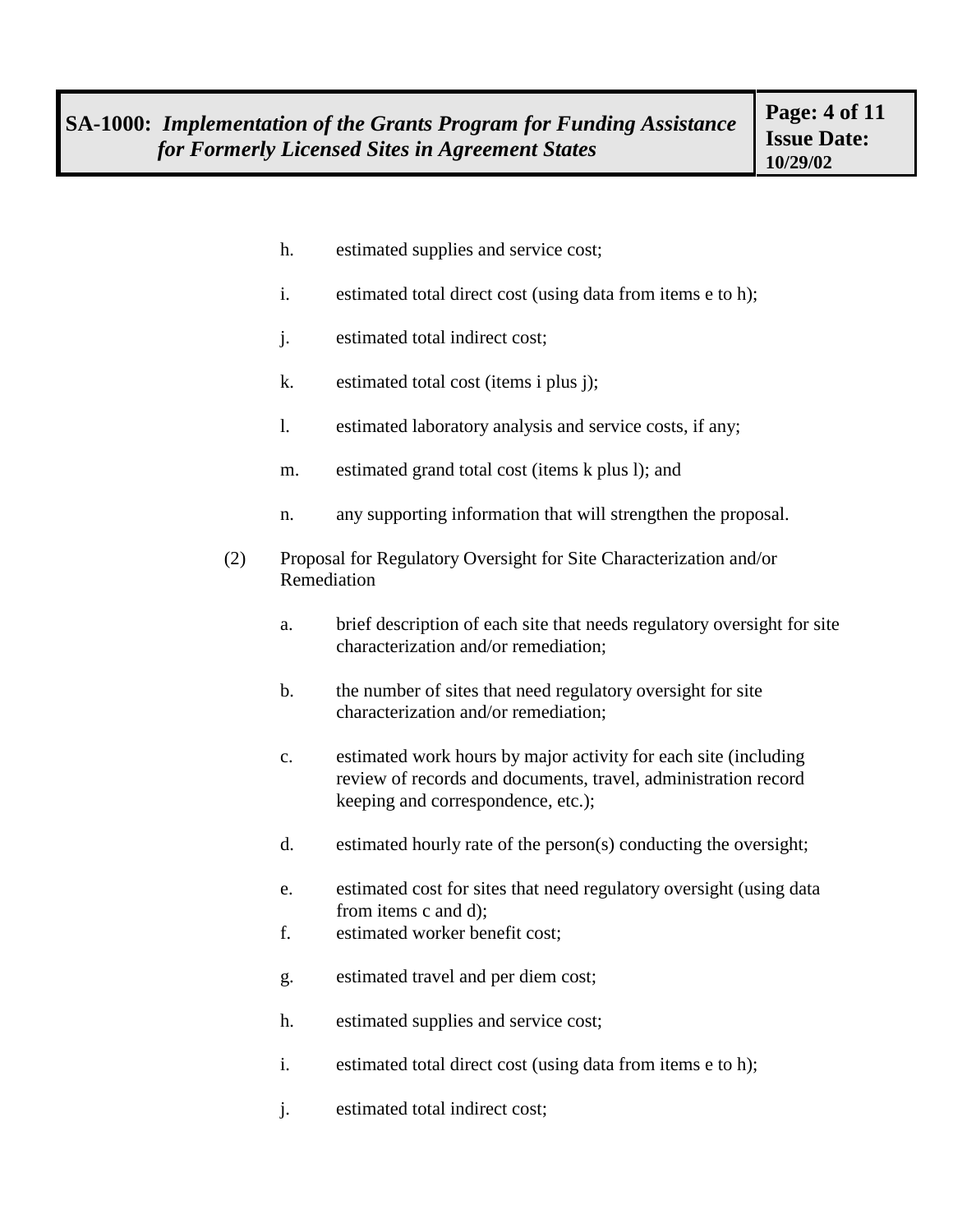h. estimated supplies and service cost;

i. estimated total direct cost (using data from items e to h);

j. estimated total indirect cost;

k. estimated total cost (items i plus j);

l. estimated laboratory analysis and service costs, if any;

m. estimated grand total cost (items k plus l); and

n. any supporting information that will strengthen the proposal.

(2) Proposal for Regulatory Oversight for Site Characterization and/or Remediation

a. brief description of each site that needs regulatory oversight for site characterization and/or remediation;

b. the number of sites that need regulatory oversight for site characterization and/or remediation;

c. estimated work hours by major activity for each site (including review of records and documents, travel, administration record keeping and correspondence, etc.);

d. estimated hourly rate of the person(s) conducting the oversight;

e. estimated cost for sites that need regulatory oversight (using data from items c and d);

f. estimated worker benefit cost;

g. estimated travel and per diem cost;

h. estimated supplies and service cost;

i. estimated total direct cost (using data from items e to h);

j. estimated total indirect cost;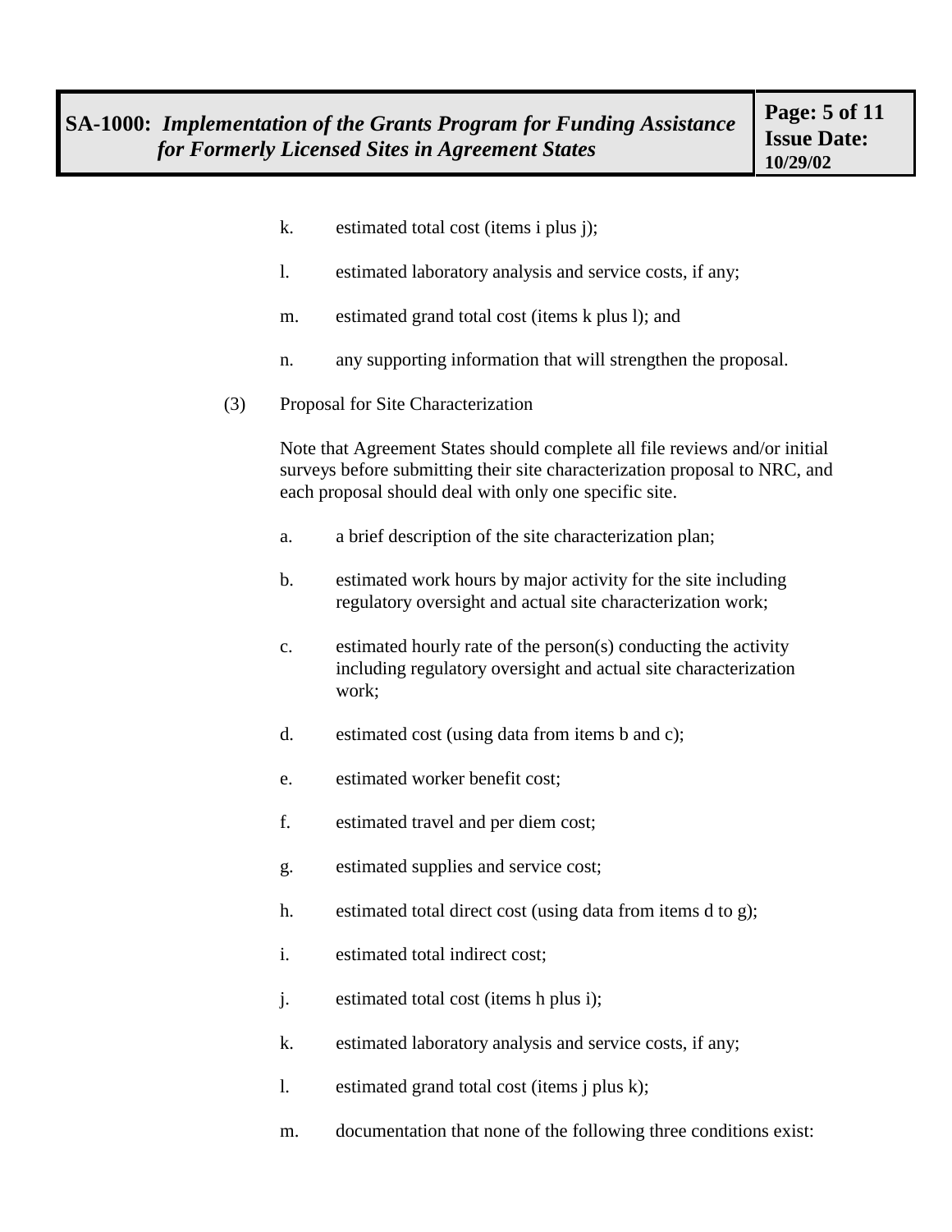k. estimated total cost (items i plus j);

l. estimated laboratory analysis and service costs, if any;

m. estimated grand total cost (items k plus l); and

n. any supporting information that will strengthen the proposal.

(3) Proposal for Site Characterization

Note that Agreement States should complete all file reviews and/or initial surveys before submitting their site characterization proposal to NRC, and each proposal should deal with only one specific site.

a. a brief description of the site characterization plan;

b. estimated work hours by major activity for the site including regulatory oversight and actual site characterization work;

c. estimated hourly rate of the person(s) conducting the activity including regulatory oversight and actual site characterization work;

d. estimated cost (using data from items b and c);

e. estimated worker benefit cost;

f. estimated travel and per diem cost;

g. estimated supplies and service cost;

h. estimated total direct cost (using data from items d to g);

i. estimated total indirect cost;

j. estimated total cost (items h plus i);

k. estimated laboratory analysis and service costs, if any;

l. estimated grand total cost (items j plus k);

m. documentation that none of the following three conditions exist: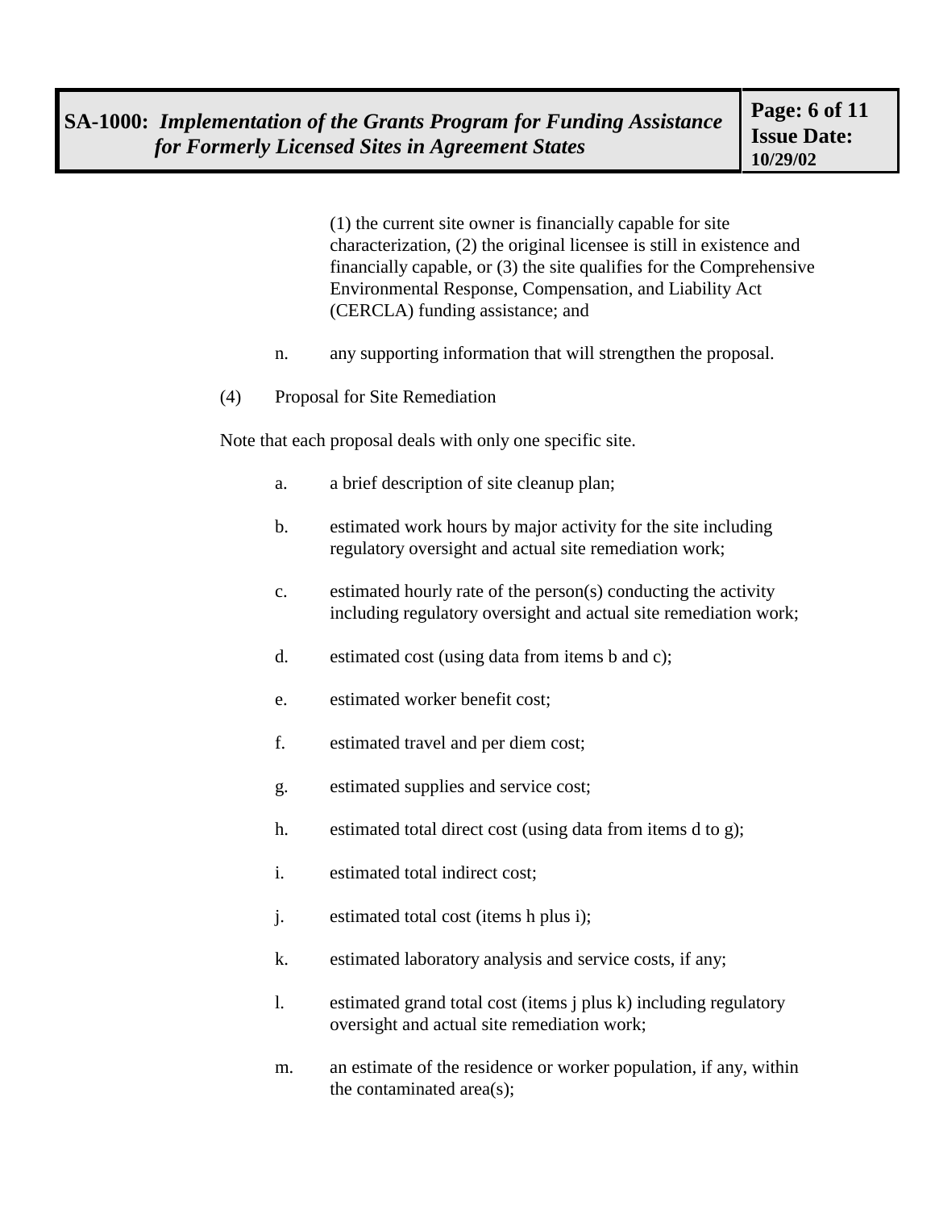(1) the current site owner is financially capable for site characterization, (2) the original licensee is still in existence and financially capable, or (3) the site qualifies for the Comprehensive Environmental Response, Compensation, and Liability Act (CERCLA) funding assistance; and

n. any supporting information that will strengthen the proposal.

(4) Proposal for Site Remediation

Note that each proposal deals with only one specific site.

a. a brief description of site cleanup plan;

b. estimated work hours by major activity for the site including regulatory oversight and actual site remediation work;

c. estimated hourly rate of the person(s) conducting the activity including regulatory oversight and actual site remediation work;

d. estimated cost (using data from items b and c);

e. estimated worker benefit cost;

f. estimated travel and per diem cost;

g. estimated supplies and service cost;

h. estimated total direct cost (using data from items d to g);

i. estimated total indirect cost;

j. estimated total cost (items h plus i);

k. estimated laboratory analysis and service costs, if any;

l. estimated grand total cost (items j plus k) including regulatory oversight and actual site remediation work;

m. an estimate of the residence or worker population, if any, within the contaminated area(s);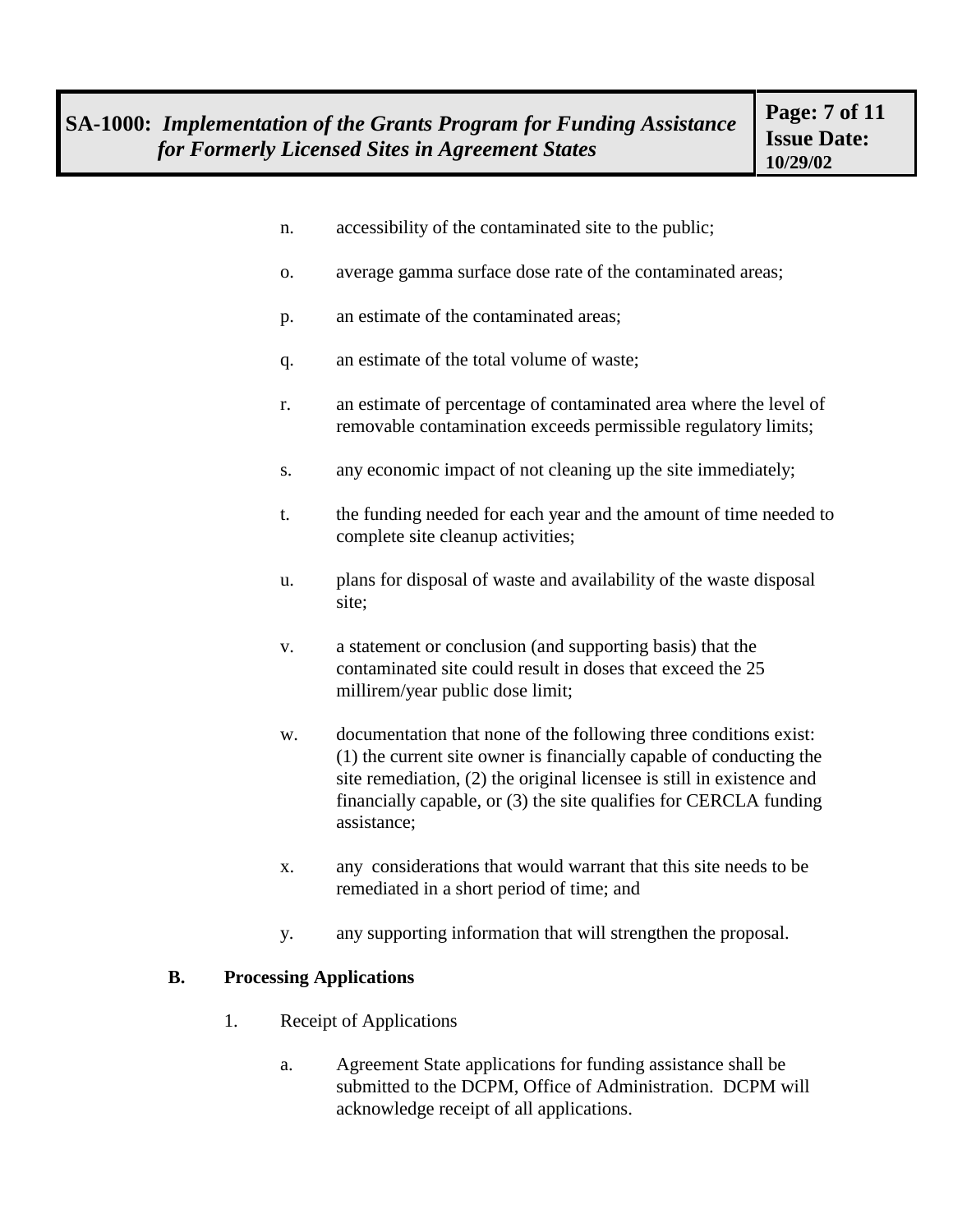n. accessibility of the contaminated site to the public;

o. average gamma surface dose rate of the contaminated areas;

p. an estimate of the contaminated areas;

q. an estimate of the total volume of waste;

r. an estimate of percentage of contaminated area where the level of removable contamination exceeds permissible regulatory limits;

s. any economic impact of not cleaning up the site immediately;

t. the funding needed for each year and the amount of time needed to complete site cleanup activities;

u. plans for disposal of waste and availability of the waste disposal site;

v. a statement or conclusion (and supporting basis) that the contaminated site could result in doses that exceed the 25 millirem/year public dose limit;

w. documentation that none of the following three conditions exist: (1) the current site owner is financially capable of conducting the site remediation, (2) the original licensee is still in existence and financially capable, or (3) the site qualifies for CERCLA funding assistance;

x. any considerations that would warrant that this site needs to be remediated in a short period of time; and

y. any supporting information that will strengthen the proposal.

**B. Processing Applications**

1. Receipt of Applications

   a. Agreement State applications for funding assistance shall be submitted to the DCPM, Office of Administration. DCPM will acknowledge receipt of all applications.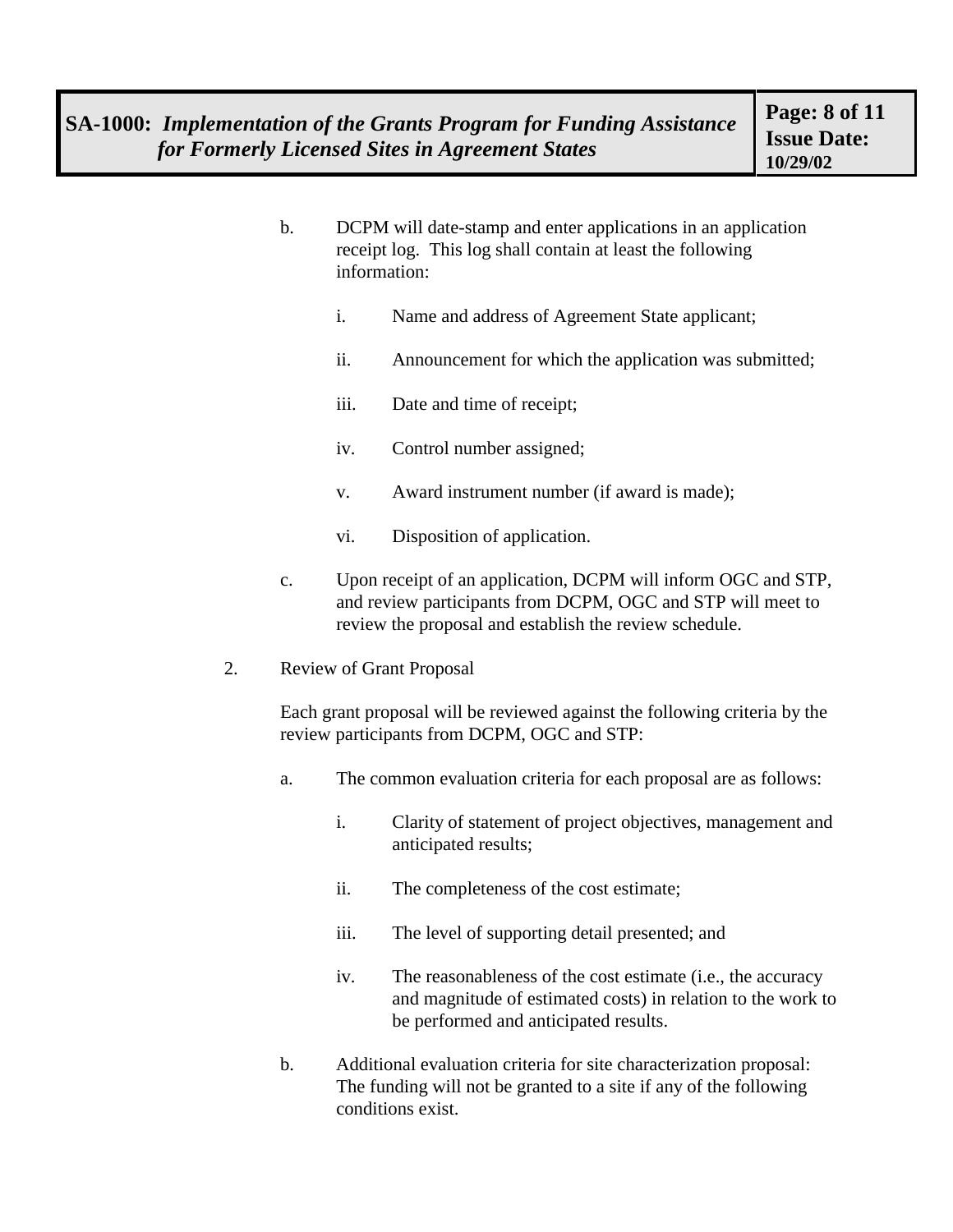b. DCPM will date-stamp and enter applications in an application receipt log. This log shall contain at least the following information:

   i. Name and address of Agreement State applicant;

   ii. Announcement for which the application was submitted;

   iii. Date and time of receipt;

   iv. Control number assigned;

   v. Award instrument number (if award is made);

   vi. Disposition of application.

c. Upon receipt of an application, DCPM will inform OGC and STP, and review participants from DCPM, OGC and STP will meet to review the proposal and establish the review schedule.

2. Review of Grant Proposal

   Each grant proposal will be reviewed against the following criteria by the review participants from DCPM, OGC and STP:

   a. The common evaluation criteria for each proposal are as follows:

      i. Clarity of statement of project objectives, management and anticipated results;

      ii. The completeness of the cost estimate;

      iii. The level of supporting detail presented; and

      iv. The reasonableness of the cost estimate (i.e., the accuracy and magnitude of estimated costs) in relation to the work to be performed and anticipated results.

   b. Additional evaluation criteria for site characterization proposal: The funding will not be granted to a site if any of the following conditions exist.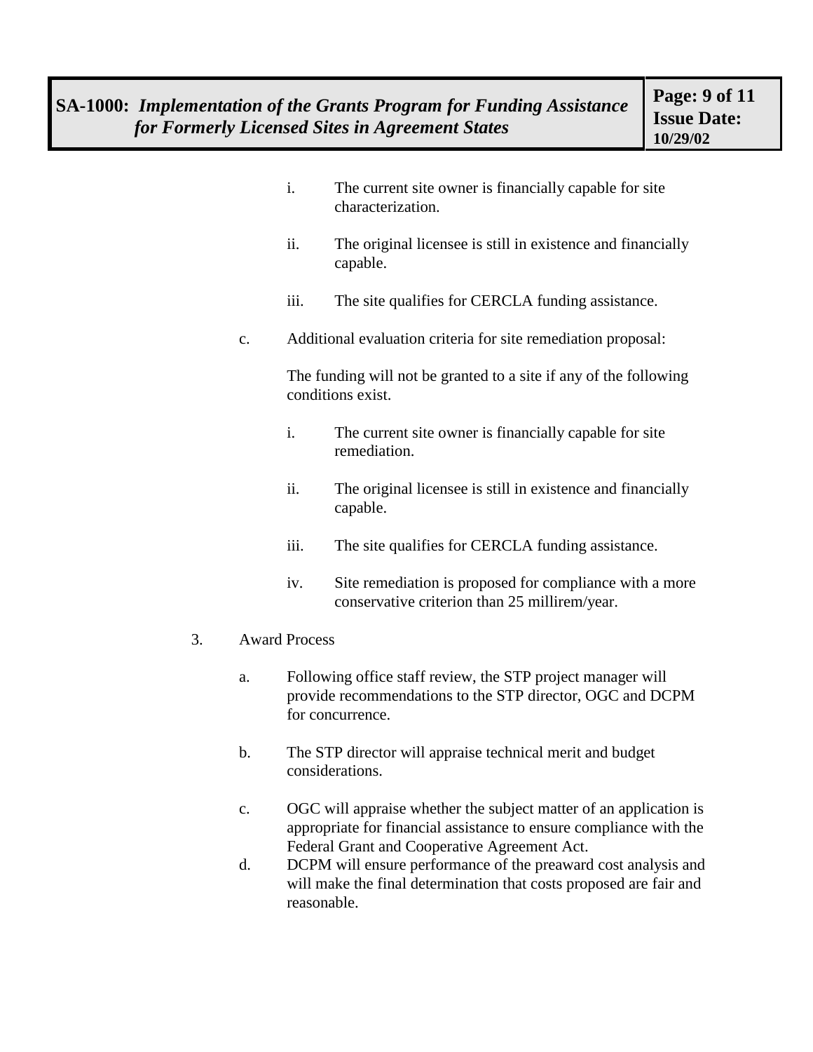i. The current site owner is financially capable for site characterization.

ii. The original licensee is still in existence and financially capable.

iii. The site qualifies for CERCLA funding assistance.

c. Additional evaluation criteria for site remediation proposal:

   The funding will not be granted to a site if any of the following conditions exist.

   i. The current site owner is financially capable for site remediation.

   ii. The original licensee is still in existence and financially capable.

   iii. The site qualifies for CERCLA funding assistance.

   iv. Site remediation is proposed for compliance with a more conservative criterion than 25 millirem/year.

3. Award Process

   a. Following office staff review, the STP project manager will provide recommendations to the STP director, OGC and DCPM for concurrence.

   b. The STP director will appraise technical merit and budget considerations.

   c. OGC will appraise whether the subject matter of an application is appropriate for financial assistance to ensure compliance with the Federal Grant and Cooperative Agreement Act.

   d. DCPM will ensure performance of the preaward cost analysis and will make the final determination that costs proposed are fair and reasonable.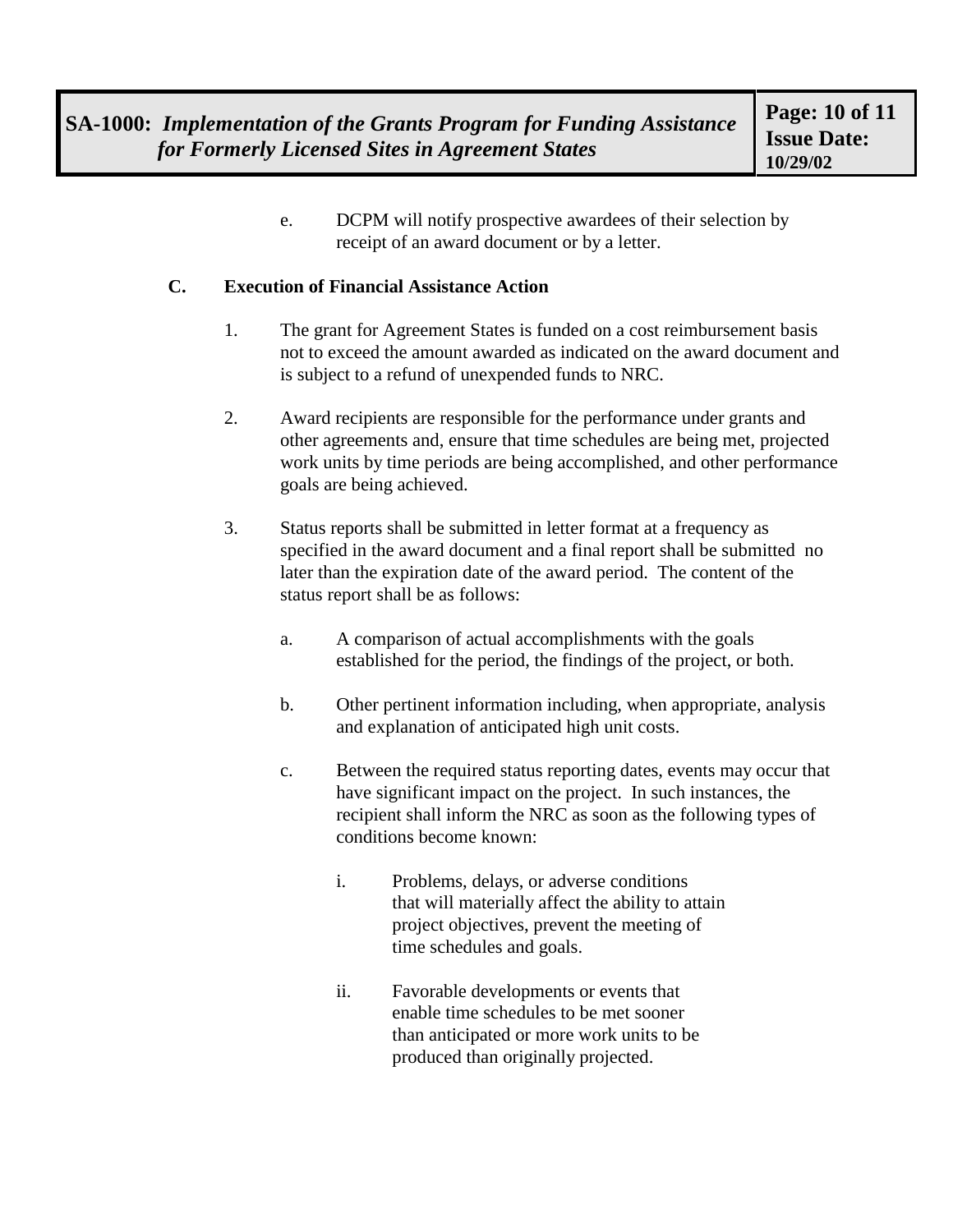e. DCPM will notify prospective awardees of their selection by receipt of an award document or by a letter.

**C. Execution of Financial Assistance Action**

1. The grant for Agreement States is funded on a cost reimbursement basis not to exceed the amount awarded as indicated on the award document and is subject to a refund of unexpended funds to NRC.

2. Award recipients are responsible for the performance under grants and other agreements and, ensure that time schedules are being met, projected work units by time periods are being accomplished, and other performance goals are being achieved.

3. Status reports shall be submitted in letter format at a frequency as specified in the award document and a final report shall be submitted no later than the expiration date of the award period. The content of the status report shall be as follows:

   a. A comparison of actual accomplishments with the goals established for the period, the findings of the project, or both.

   b. Other pertinent information including, when appropriate, analysis and explanation of anticipated high unit costs.

   c. Between the required status reporting dates, events may occur that have significant impact on the project. In such instances, the recipient shall inform the NRC as soon as the following types of conditions become known:

      i. Problems, delays, or adverse conditions that will materially affect the ability to attain project objectives, prevent the meeting of time schedules and goals.

      ii. Favorable developments or events that enable time schedules to be met sooner than anticipated or more work units to be produced than originally projected.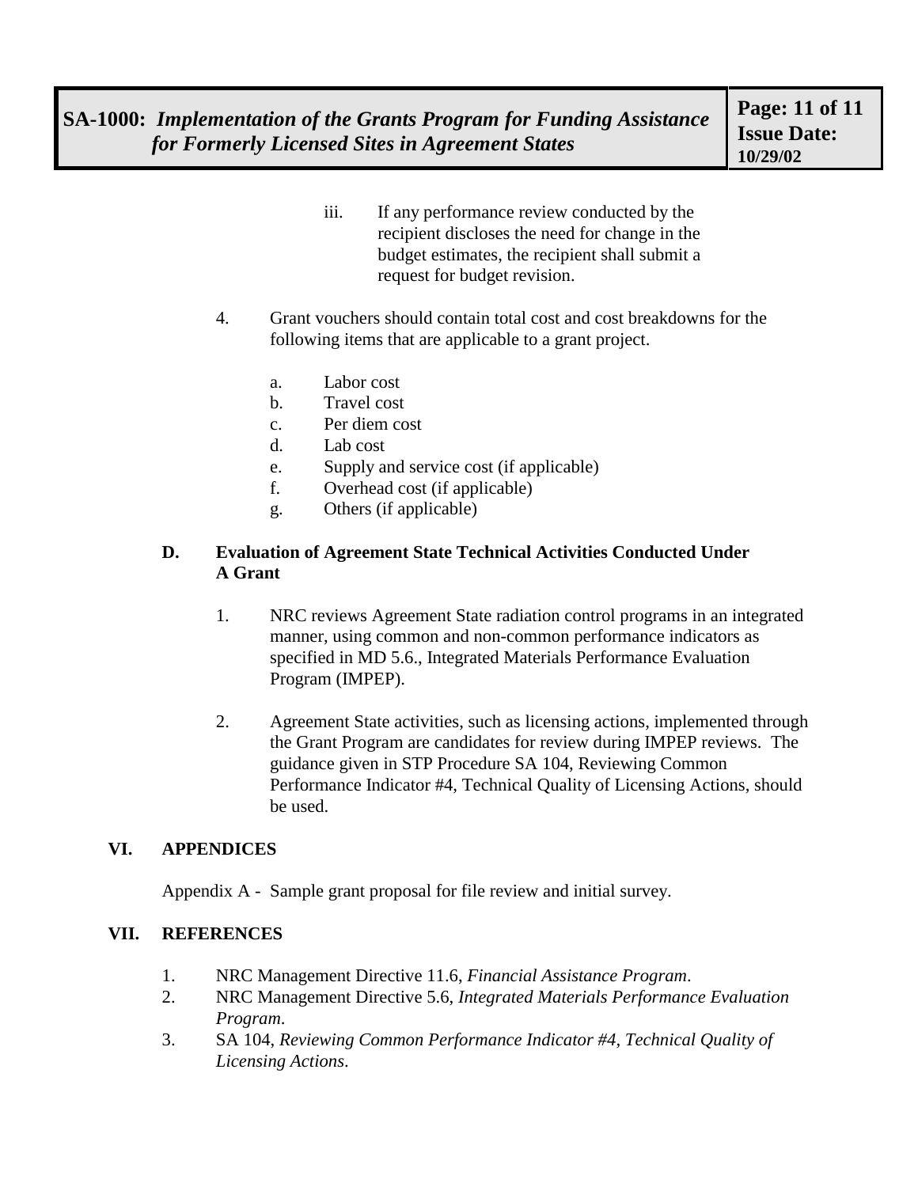iii. If any performance review conducted by the recipient discloses the need for change in the budget estimates, the recipient shall submit a request for budget revision.

4. Grant vouchers should contain total cost and cost breakdowns for the following items that are applicable to a grant project.

   a. Labor cost
   b. Travel cost
   c. Per diem cost
   d. Lab cost
   e. Supply and service cost (if applicable)
   f. Overhead cost (if applicable)
   g. Others (if applicable)

**D. Evaluation of Agreement State Technical Activities Conducted Under A Grant**

1. NRC reviews Agreement State radiation control programs in an integrated manner, using common and non-common performance indicators as specified in MD 5.6., Integrated Materials Performance Evaluation Program (IMPEP).

2. Agreement State activities, such as licensing actions, implemented through the Grant Program are candidates for review during IMPEP reviews. The guidance given in STP Procedure SA 104, Reviewing Common Performance Indicator #4, Technical Quality of Licensing Actions, should be used.

## VI. APPENDICES

Appendix A - Sample grant proposal for file review and initial survey.

## VII. REFERENCES

1. NRC Management Directive 11.6, *Financial Assistance Program*.
2. NRC Management Directive 5.6, *Integrated Materials Performance Evaluation Program*.
3. SA 104, *Reviewing Common Performance Indicator #4, Technical Quality of Licensing Actions*.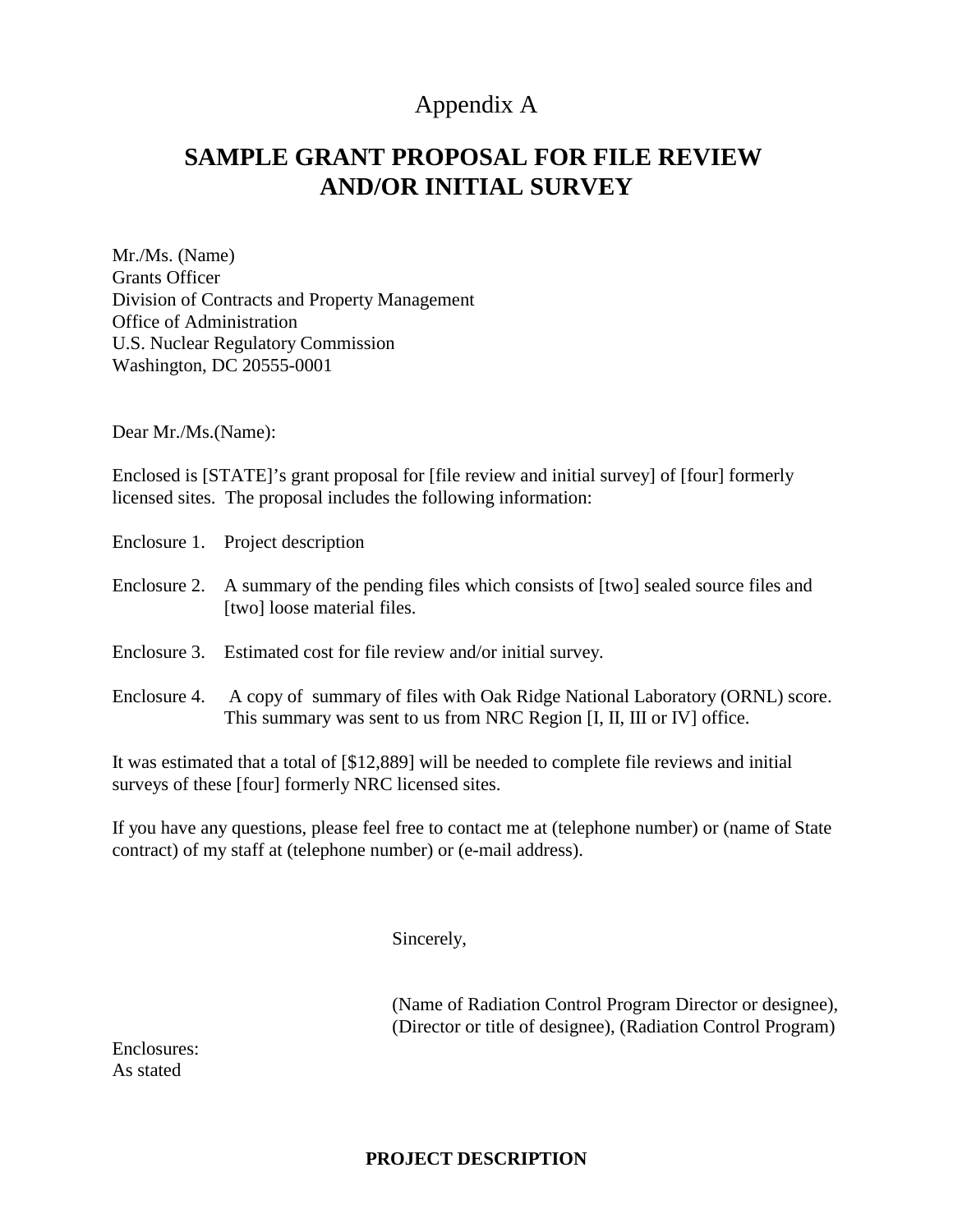# Appendix A

## SAMPLE GRANT PROPOSAL FOR FILE REVIEW AND/OR INITIAL SURVEY

Mr./Ms. (Name)  
Grants Officer  
Division of Contracts and Property Management  
Office of Administration  
U.S. Nuclear Regulatory Commission  
Washington, DC 20555-0001

Dear Mr./Ms.(Name):

Enclosed is [STATE]'s grant proposal for [file review and initial survey] of [four] formerly licensed sites. The proposal includes the following information:

Enclosure 1. Project description

Enclosure 2. A summary of the pending files which consists of [two] sealed source files and [two] loose material files.

Enclosure 3. Estimated cost for file review and/or initial survey.

Enclosure 4. A copy of summary of files with Oak Ridge National Laboratory (ORNL) score. This summary was sent to us from NRC Region [I, II, III or IV] office.

It was estimated that a total of [$12,889] will be needed to complete file reviews and initial surveys of these [four] formerly NRC licensed sites.

If you have any questions, please feel free to contact me at (telephone number) or (name of State contract) of my staff at (telephone number) or (e-mail address).

Sincerely,

(Name of Radiation Control Program Director or designee), (Director or title of designee), (Radiation Control Program)

Enclosures:  
As stated

**PROJECT DESCRIPTION**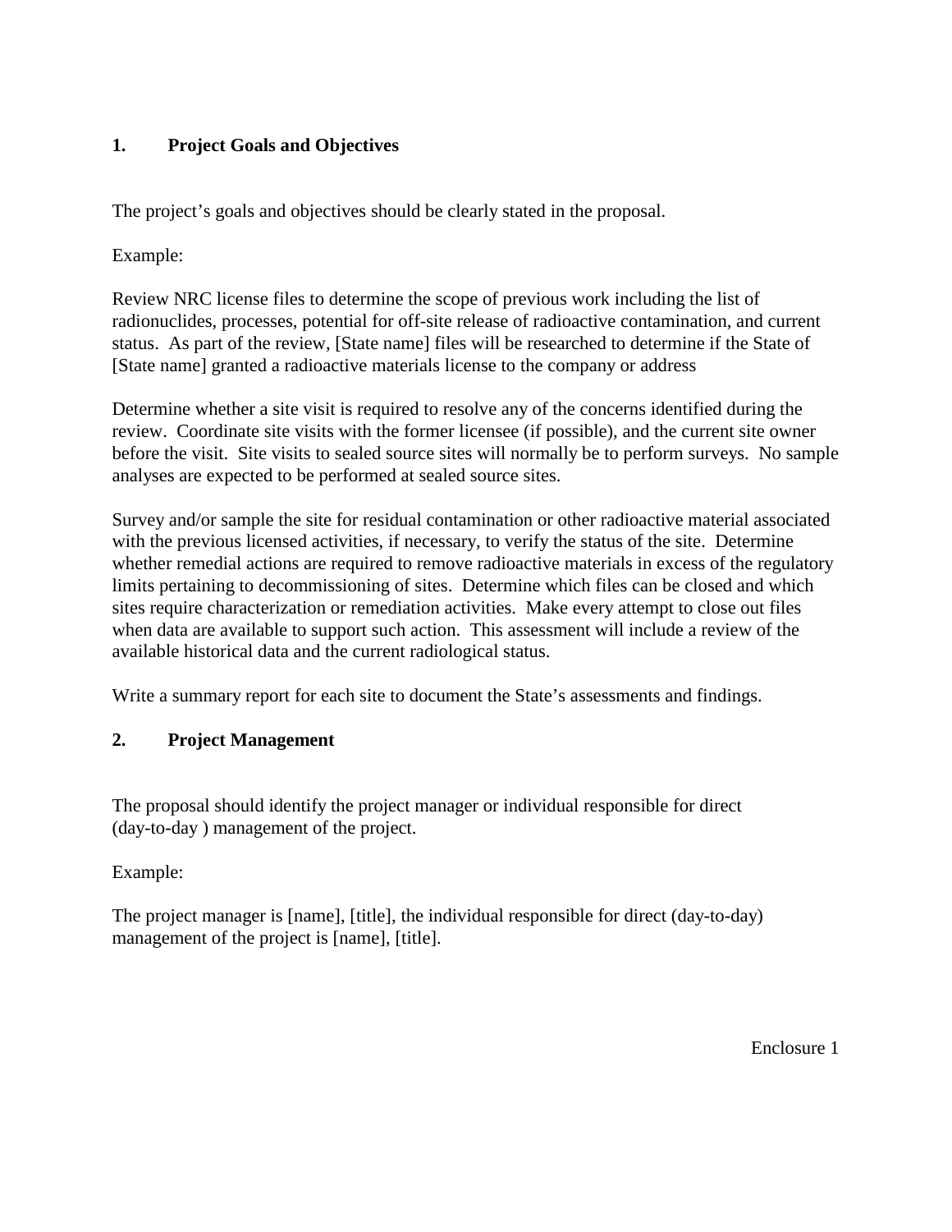## 1. Project Goals and Objectives

The project's goals and objectives should be clearly stated in the proposal.

Example:

Review NRC license files to determine the scope of previous work including the list of radionuclides, processes, potential for off-site release of radioactive contamination, and current status. As part of the review, [State name] files will be researched to determine if the State of [State name] granted a radioactive materials license to the company or address

Determine whether a site visit is required to resolve any of the concerns identified during the review. Coordinate site visits with the former licensee (if possible), and the current site owner before the visit. Site visits to sealed source sites will normally be to perform surveys. No sample analyses are expected to be performed at sealed source sites.

Survey and/or sample the site for residual contamination or other radioactive material associated with the previous licensed activities, if necessary, to verify the status of the site. Determine whether remedial actions are required to remove radioactive materials in excess of the regulatory limits pertaining to decommissioning of sites. Determine which files can be closed and which sites require characterization or remediation activities. Make every attempt to close out files when data are available to support such action. This assessment will include a review of the available historical data and the current radiological status.

Write a summary report for each site to document the State's assessments and findings.

## 2. Project Management

The proposal should identify the project manager or individual responsible for direct (day-to-day ) management of the project.

Example:

The project manager is [name], [title], the individual responsible for direct (day-to-day) management of the project is [name], [title].

Enclosure 1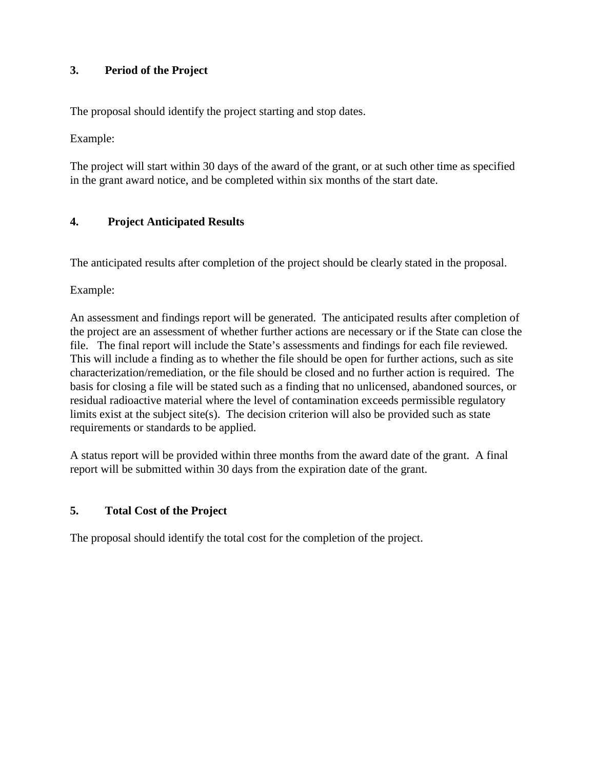## 3. Period of the Project

The proposal should identify the project starting and stop dates.

Example:

The project will start within 30 days of the award of the grant, or at such other time as specified in the grant award notice, and be completed within six months of the start date.

## 4. Project Anticipated Results

The anticipated results after completion of the project should be clearly stated in the proposal.

Example:

An assessment and findings report will be generated. The anticipated results after completion of the project are an assessment of whether further actions are necessary or if the State can close the file. The final report will include the State's assessments and findings for each file reviewed. This will include a finding as to whether the file should be open for further actions, such as site characterization/remediation, or the file should be closed and no further action is required. The basis for closing a file will be stated such as a finding that no unlicensed, abandoned sources, or residual radioactive material where the level of contamination exceeds permissible regulatory limits exist at the subject site(s). The decision criterion will also be provided such as state requirements or standards to be applied.

A status report will be provided within three months from the award date of the grant. A final report will be submitted within 30 days from the expiration date of the grant.

## 5. Total Cost of the Project

The proposal should identify the total cost for the completion of the project.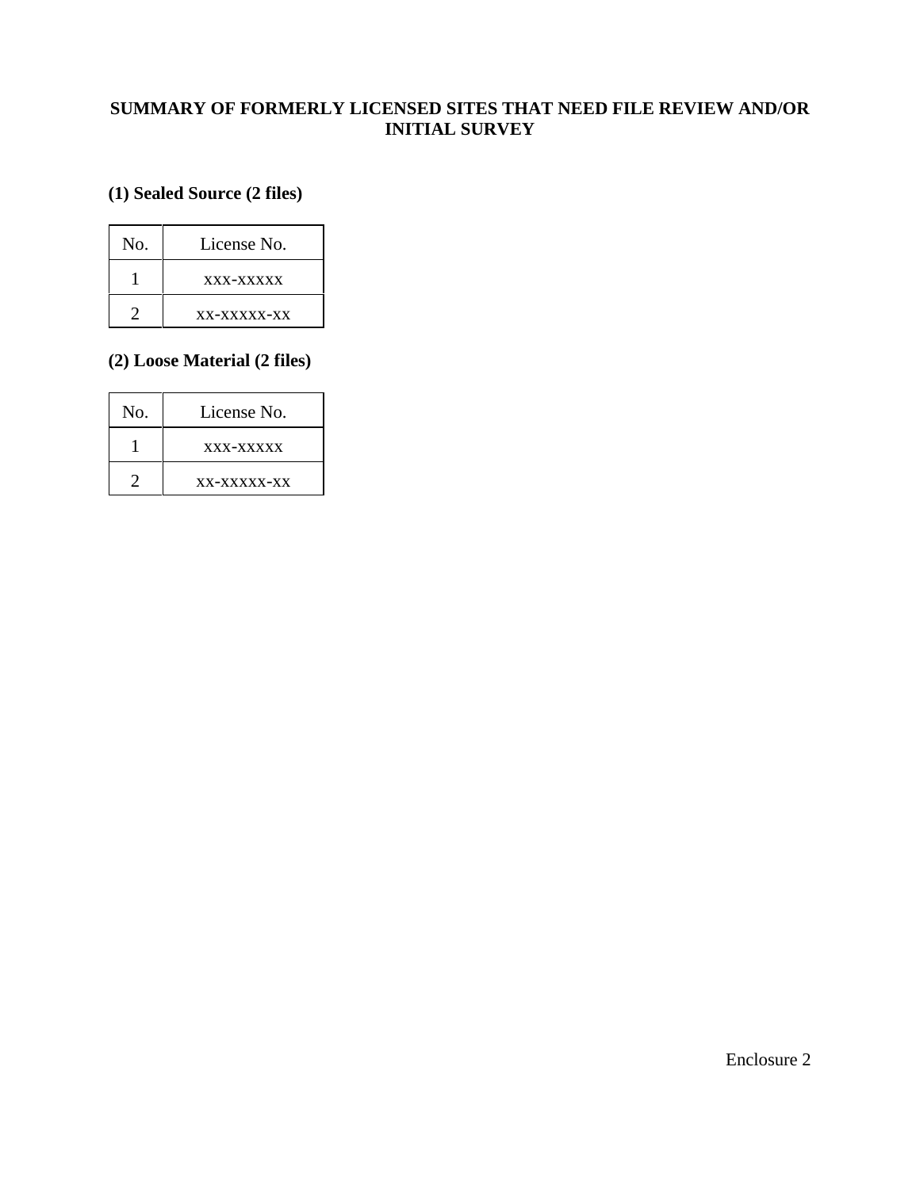# SUMMARY OF FORMERLY LICENSED SITES THAT NEED FILE REVIEW AND/OR INITIAL SURVEY

**(1) Sealed Source (2 files)**

| No. | License No. |
|---|---|
| 1 | xxx-xxxxx |
| 2 | xx-xxxxx-xx |

**(2) Loose Material (2 files)**

| No. | License No. |
|---|---|
| 1 | xxx-xxxxx |
| 2 | xx-xxxxx-xx |

Enclosure 2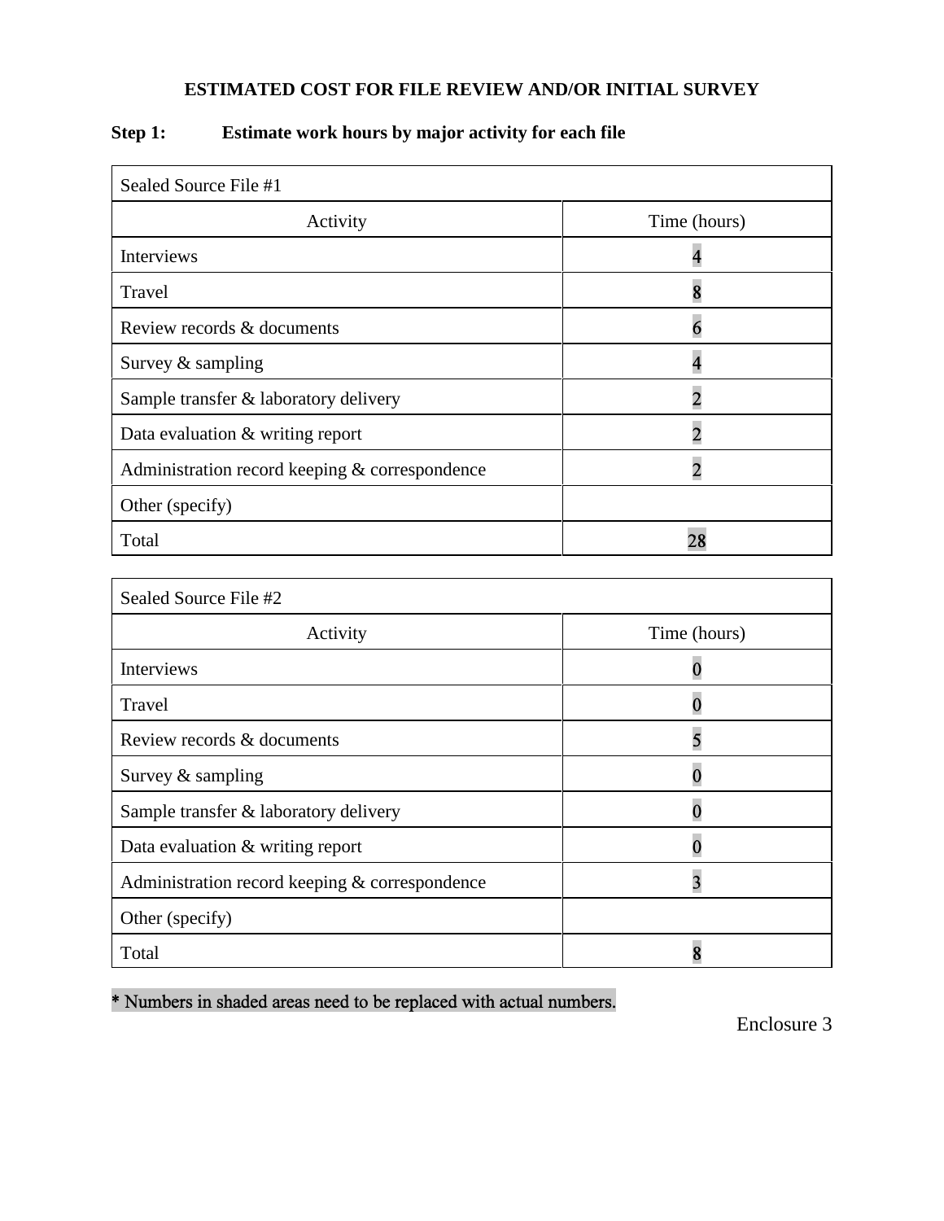## ESTIMATED COST FOR FILE REVIEW AND/OR INITIAL SURVEY

**Step 1: Estimate work hours by major activity for each file**

| Sealed Source File #1 | |
|---|---|
| Activity | Time (hours) |
| Interviews | 4 |
| Travel | 8 |
| Review records & documents | 6 |
| Survey & sampling | 4 |
| Sample transfer & laboratory delivery | 2 |
| Data evaluation & writing report | 2 |
| Administration record keeping & correspondence | 2 |
| Other (specify) | |
| Total | 28 |

| Sealed Source File #2 | |
|---|---|
| Activity | Time (hours) |
| Interviews | 0 |
| Travel | 0 |
| Review records & documents | 5 |
| Survey & sampling | 0 |
| Sample transfer & laboratory delivery | 0 |
| Data evaluation & writing report | 0 |
| Administration record keeping & correspondence | 3 |
| Other (specify) | |
| Total | 8 |

* Numbers in shaded areas need to be replaced with actual numbers.

Enclosure 3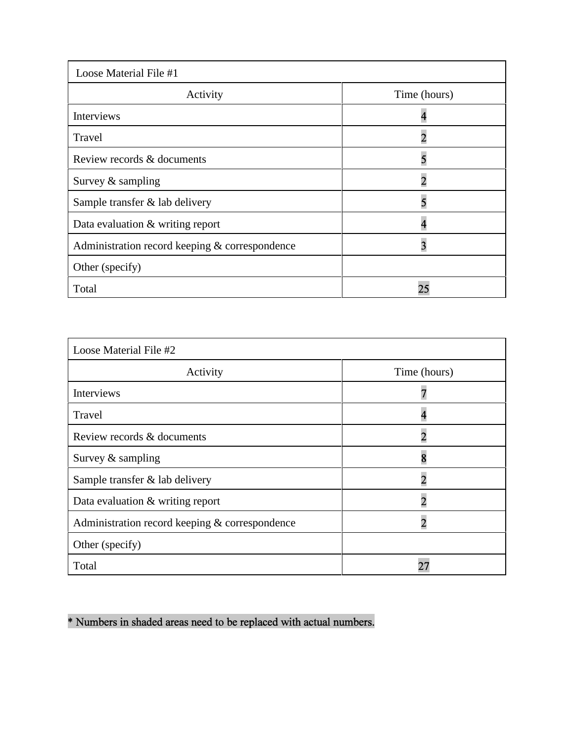| Loose Material File #1 | |
|---|---|
| Activity | Time (hours) |
| Interviews | 4 |
| Travel | 2 |
| Review records & documents | 5 |
| Survey & sampling | 2 |
| Sample transfer & lab delivery | 5 |
| Data evaluation & writing report | 4 |
| Administration record keeping & correspondence | 3 |
| Other (specify) | |
| Total | 25 |

| Loose Material File #2 | |
|---|---|
| Activity | Time (hours) |
| Interviews | 7 |
| Travel | 4 |
| Review records & documents | 2 |
| Survey & sampling | 8 |
| Sample transfer & lab delivery | 2 |
| Data evaluation & writing report | 2 |
| Administration record keeping & correspondence | 2 |
| Other (specify) | |
| Total | 27 |

* Numbers in shaded areas need to be replaced with actual numbers.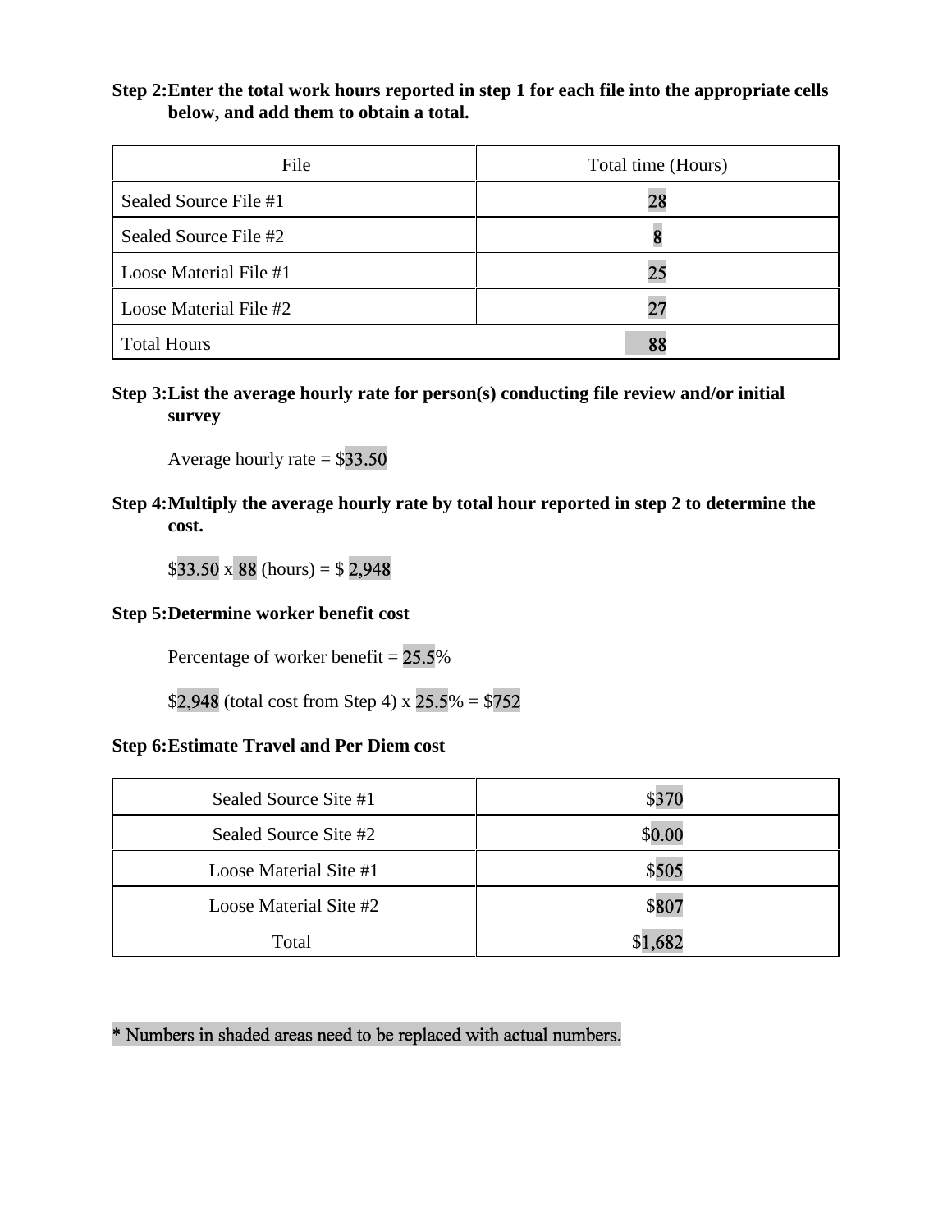**Step 2: Enter the total work hours reported in step 1 for each file into the appropriate cells below, and add them to obtain a total.**

| File | Total time (Hours) |
|---|---|
| Sealed Source File #1 | 28 |
| Sealed Source File #2 | 8 |
| Loose Material File #1 | 25 |
| Loose Material File #2 | 27 |
| Total Hours | 88 |

**Step 3: List the average hourly rate for person(s) conducting file review and/or initial survey**

Average hourly rate = $33.50

**Step 4: Multiply the average hourly rate by total hour reported in step 2 to determine the cost.**

$33.50 x 88 (hours) = $ 2,948

**Step 5: Determine worker benefit cost**

Percentage of worker benefit = 25.5%

$2,948 (total cost from Step 4) x 25.5% = $752

**Step 6: Estimate Travel and Per Diem cost**

| Site | Cost |
|---|---|
| Sealed Source Site #1 | $370 |
| Sealed Source Site #2 | $0.00 |
| Loose Material Site #1 | $505 |
| Loose Material Site #2 | $807 |
| Total | $1,682 |

* Numbers in shaded areas need to be replaced with actual numbers.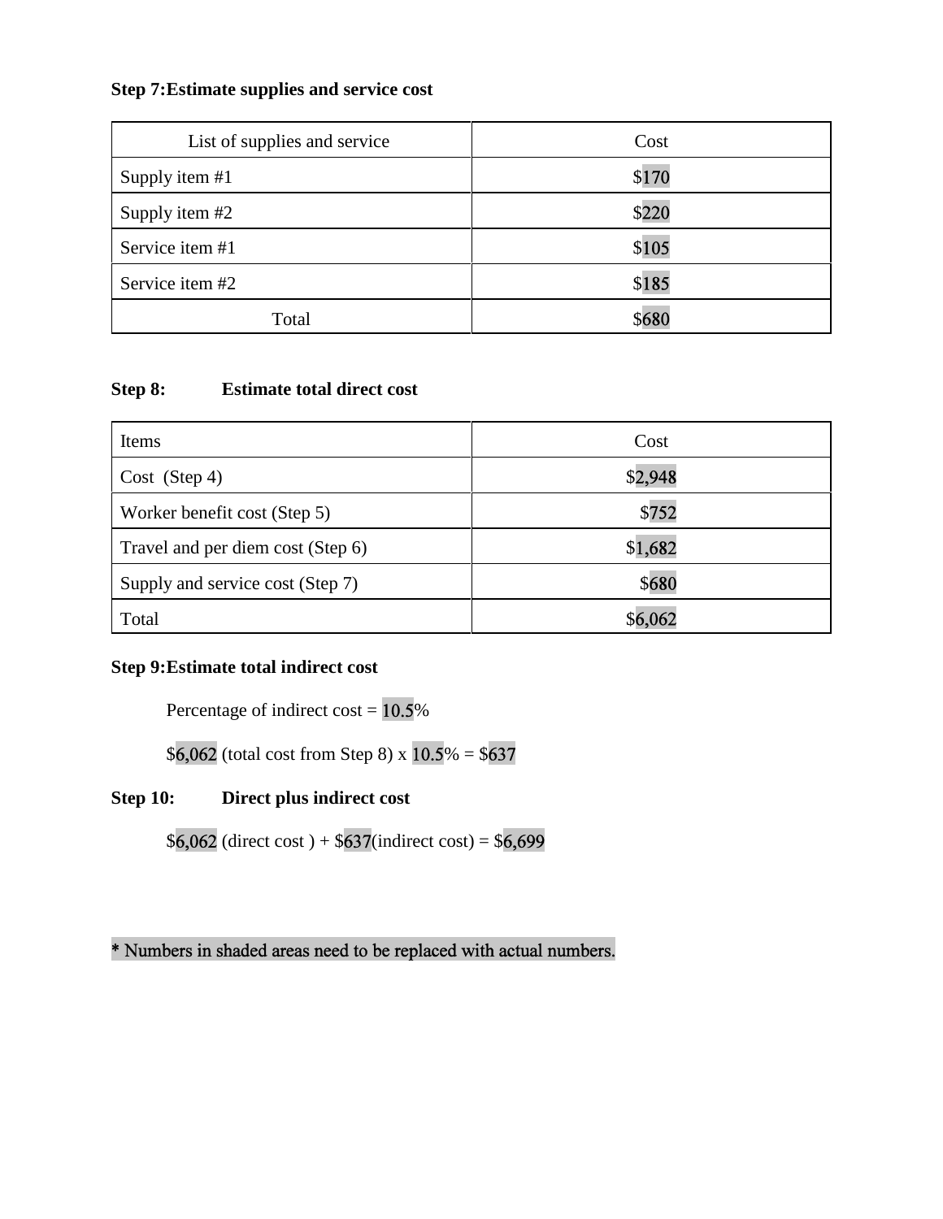**Step 7:Estimate supplies and service cost**

| List of supplies and service | Cost |
|---|---|
| Supply item #1 | $170 |
| Supply item #2 | $220 |
| Service item #1 | $105 |
| Service item #2 | $185 |
| Total | $680 |

**Step 8: Estimate total direct cost**

| Items | Cost |
|---|---|
| Cost (Step 4) | $2,948 |
| Worker benefit cost (Step 5) | $752 |
| Travel and per diem cost (Step 6) | $1,682 |
| Supply and service cost (Step 7) | $680 |
| Total | $6,062 |

**Step 9:Estimate total indirect cost**

Percentage of indirect cost = 10.5%

$6,062 (total cost from Step 8) x 10.5% = $637

**Step 10: Direct plus indirect cost**

$6,062 (direct cost ) + $637(indirect cost) = $6,699

* Numbers in shaded areas need to be replaced with actual numbers.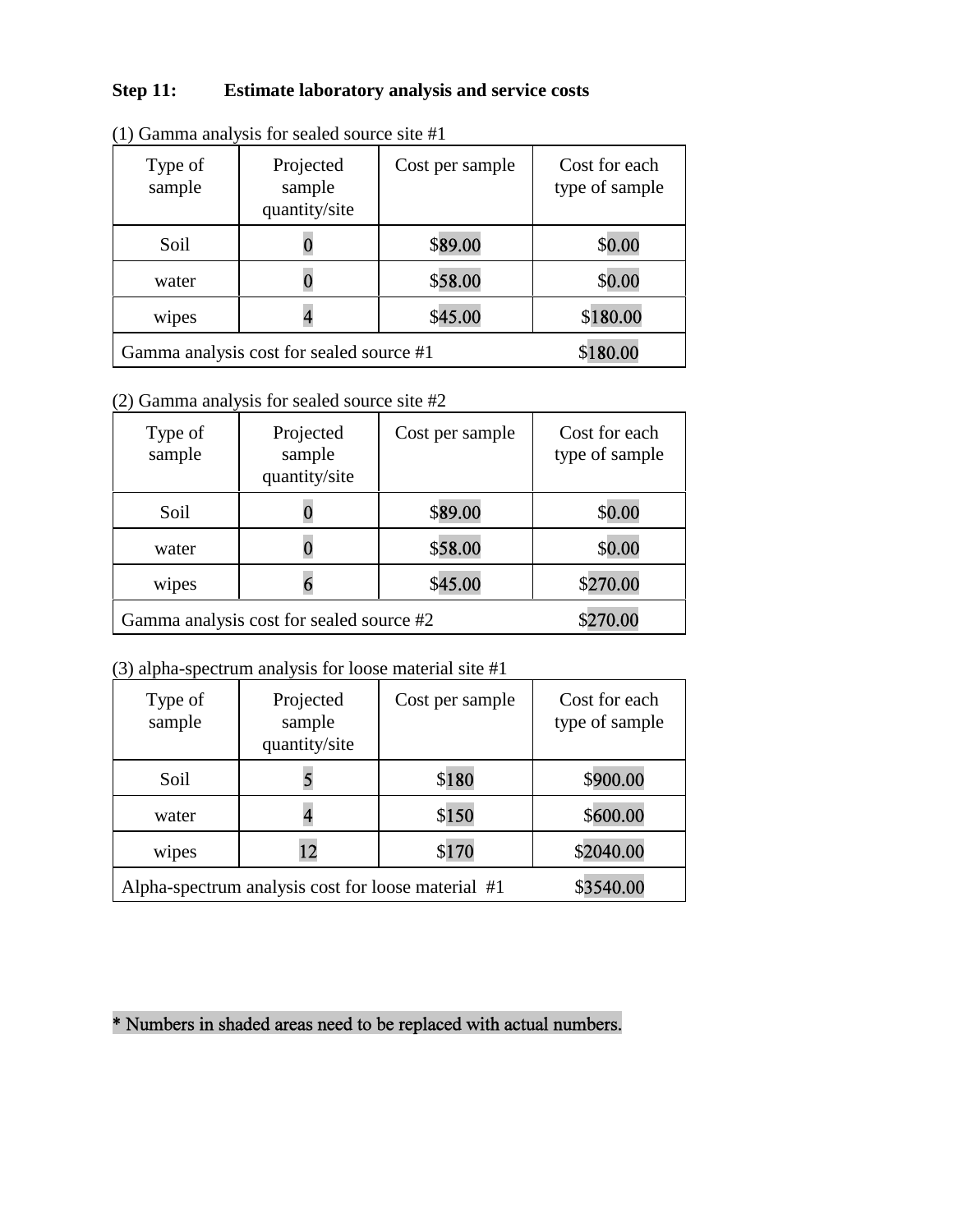**Step 11: Estimate laboratory analysis and service costs**

(1) Gamma analysis for sealed source site #1

| Type of sample | Projected sample quantity/site | Cost per sample | Cost for each type of sample |
|---|---|---|---|
| Soil | 0 | $89.00 | $0.00 |
| water | 0 | $58.00 | $0.00 |
| wipes | 4 | $45.00 | $180.00 |
| Gamma analysis cost for sealed source #1 | | | $180.00 |

(2) Gamma analysis for sealed source site #2

| Type of sample | Projected sample quantity/site | Cost per sample | Cost for each type of sample |
|---|---|---|---|
| Soil | 0 | $89.00 | $0.00 |
| water | 0 | $58.00 | $0.00 |
| wipes | 6 | $45.00 | $270.00 |
| Gamma analysis cost for sealed source #2 | | | $270.00 |

(3) alpha-spectrum analysis for loose material site #1

| Type of sample | Projected sample quantity/site | Cost per sample | Cost for each type of sample |
|---|---|---|---|
| Soil | 5 | $180 | $900.00 |
| water | 4 | $150 | $600.00 |
| wipes | 12 | $170 | $2040.00 |
| Alpha-spectrum analysis cost for loose material #1 | | | $3540.00 |

* Numbers in shaded areas need to be replaced with actual numbers.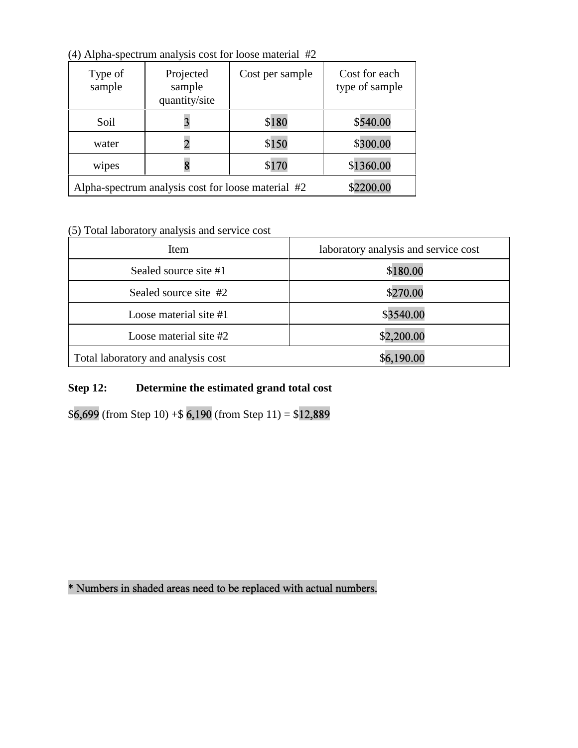(4) Alpha-spectrum analysis cost for loose material #2

| Type of sample | Projected sample quantity/site | Cost per sample | Cost for each type of sample |
|---|---|---|---|
| Soil | 3 | $180 | $540.00 |
| water | 2 | $150 | $300.00 |
| wipes | 8 | $170 | $1360.00 |
| Alpha-spectrum analysis cost for loose material #2 | | | $2200.00 |

(5) Total laboratory analysis and service cost

| Item | laboratory analysis and service cost |
|---|---|
| Sealed source site #1 | $180.00 |
| Sealed source site #2 | $270.00 |
| Loose material site #1 | $3540.00 |
| Loose material site #2 | $2,200.00 |
| Total laboratory and analysis cost | $6,190.00 |

**Step 12: Determine the estimated grand total cost**

$6,699 (from Step 10) +$ 6,190 (from Step 11) = $12,889

* Numbers in shaded areas need to be replaced with actual numbers.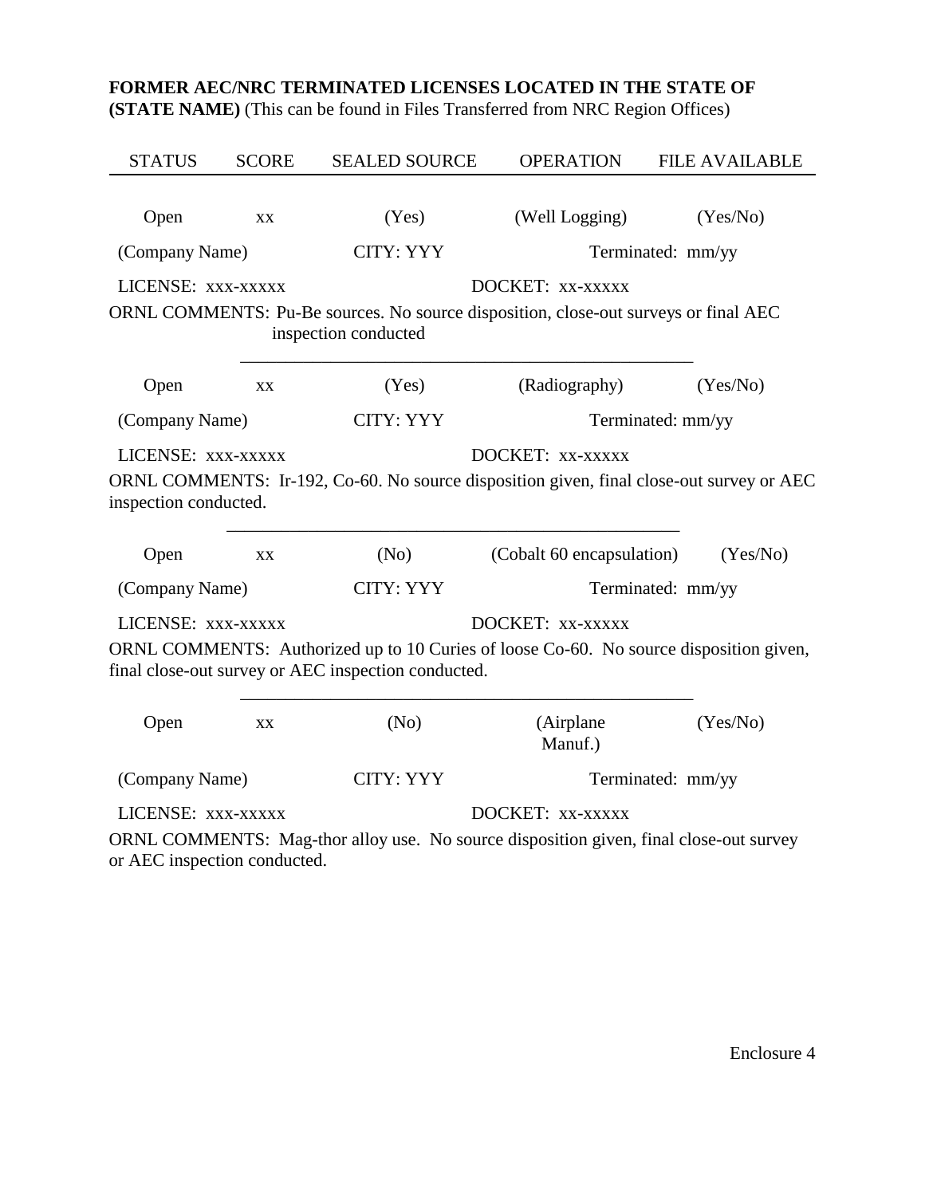**FORMER AEC/NRC TERMINATED LICENSES LOCATED IN THE STATE OF (STATE NAME)** (This can be found in Files Transferred from NRC Region Offices)

| STATUS | SCORE | SEALED SOURCE | OPERATION | FILE AVAILABLE |
|---|---|---|---|---|
| Open | xx | (Yes) | (Well Logging) | (Yes/No) |

(Company Name) CITY: YYY Terminated: mm/yy

LICENSE: xxx-xxxxx DOCKET: xx-xxxxx

ORNL COMMENTS: Pu-Be sources. No source disposition, close-out surveys or final AEC inspection conducted

---

| STATUS | SCORE | SEALED SOURCE | OPERATION | FILE AVAILABLE |
|---|---|---|---|---|
| Open | xx | (Yes) | (Radiography) | (Yes/No) |

(Company Name) CITY: YYY Terminated: mm/yy

LICENSE: xxx-xxxxx DOCKET: xx-xxxxx

ORNL COMMENTS: Ir-192, Co-60. No source disposition given, final close-out survey or AEC inspection conducted.

---

| STATUS | SCORE | SEALED SOURCE | OPERATION | FILE AVAILABLE |
|---|---|---|---|---|
| Open | xx | (No) | (Cobalt 60 encapsulation) | (Yes/No) |

(Company Name) CITY: YYY Terminated: mm/yy

LICENSE: xxx-xxxxx DOCKET: xx-xxxxx

ORNL COMMENTS: Authorized up to 10 Curies of loose Co-60. No source disposition given, final close-out survey or AEC inspection conducted.

---

| STATUS | SCORE | SEALED SOURCE | OPERATION | FILE AVAILABLE |
|---|---|---|---|---|
| Open | xx | (No) | (Airplane Manuf.) | (Yes/No) |

(Company Name) CITY: YYY Terminated: mm/yy

LICENSE: xxx-xxxxx DOCKET: xx-xxxxx

ORNL COMMENTS: Mag-thor alloy use. No source disposition given, final close-out survey or AEC inspection conducted.

Enclosure 4